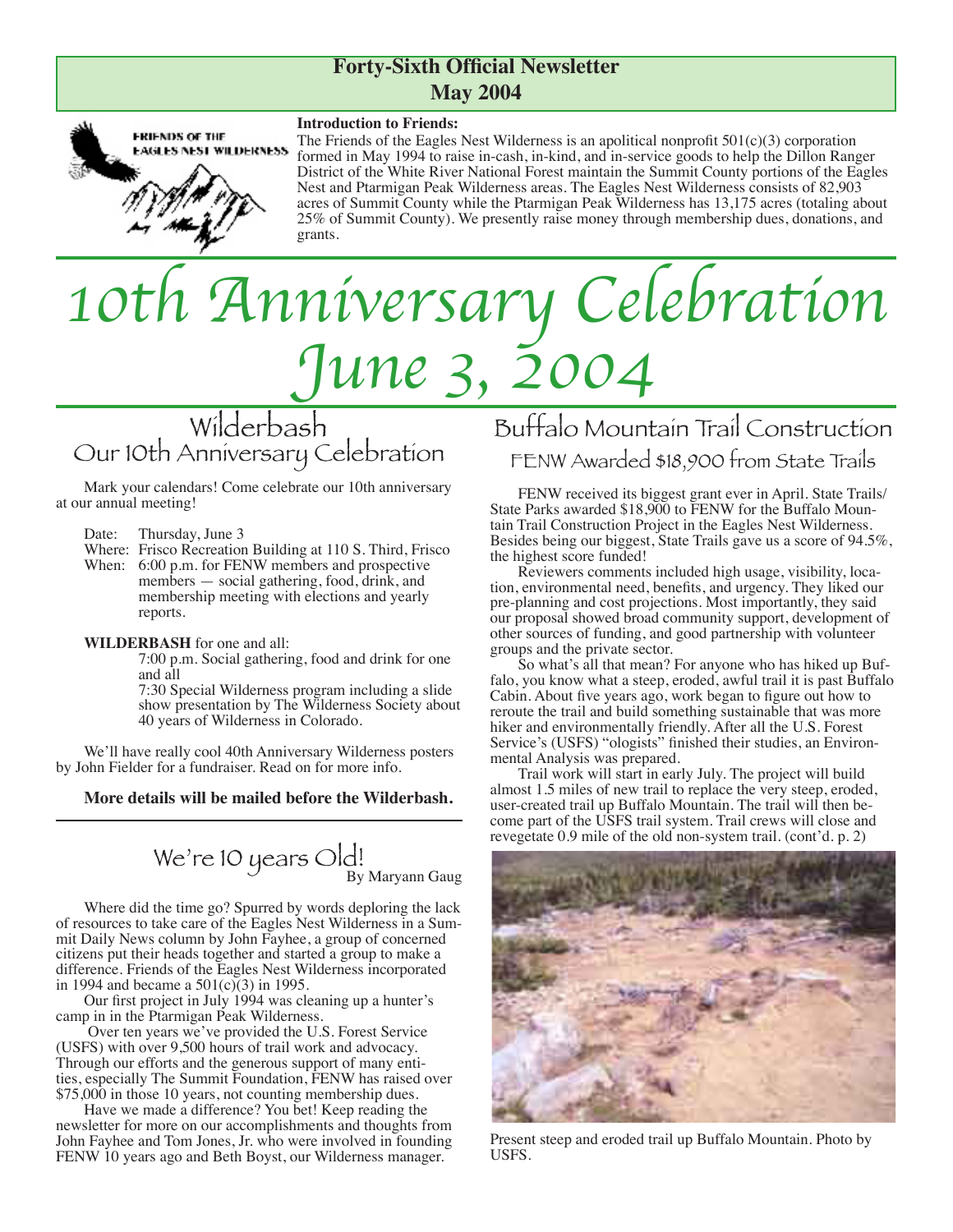**Forty-Sixth Official Newsletter**
**May 2004**

**Introduction to Friends:**
The Friends of the Eagles Nest Wilderness is an apolitical nonprofit 501(c)(3) corporation formed in May 1994 to raise in-cash, in-kind, and in-service goods to help the Dillon Ranger District of the White River National Forest maintain the Summit County portions of the Eagles Nest and Ptarmigan Peak Wilderness areas. The Eagles Nest Wilderness consists of 82,903 acres of Summit County while the Ptarmigan Peak Wilderness has 13,175 acres (totaling about 25% of Summit County). We presently raise money through membership dues, donations, and grants.

# 10th Anniversary Celebration June 3, 2004

## Wilderbash
### Our 10th Anniversary Celebration

Mark your calendars! Come celebrate our 10th anniversary at our annual meeting!

Date: Thursday, June 3
Where: Frisco Recreation Building at 110 S. Third, Frisco
When: 6:00 p.m. for FENW members and prospective members — social gathering, food, drink, and membership meeting with elections and yearly reports.

**WILDERBASH** for one and all:
7:00 p.m. Social gathering, food and drink for one and all
7:30 Special Wilderness program including a slide show presentation by The Wilderness Society about 40 years of Wilderness in Colorado.

We'll have really cool 40th Anniversary Wilderness posters by John Fielder for a fundraiser. Read on for more info.

**More details will be mailed before the Wilderbash.**

## We're 10 years Old!
By Maryann Gaug

Where did the time go? Spurred by words deploring the lack of resources to take care of the Eagles Nest Wilderness in a Summit Daily News column by John Fayhee, a group of concerned citizens put their heads together and started a group to make a difference. Friends of the Eagles Nest Wilderness incorporated in 1994 and became a 501(c)(3) in 1995.

Our first project in July 1994 was cleaning up a hunter's camp in in the Ptarmigan Peak Wilderness.

Over ten years we've provided the U.S. Forest Service (USFS) with over 9,500 hours of trail work and advocacy. Through our efforts and the generous support of many entities, especially The Summit Foundation, FENW has raised over $75,000 in those 10 years, not counting membership dues.

Have we made a difference? You bet! Keep reading the newsletter for more on our accomplishments and thoughts from John Fayhee and Tom Jones, Jr. who were involved in founding FENW 10 years ago and Beth Boyst, our Wilderness manager.

## Buffalo Mountain Trail Construction
### FENW Awarded $18,900 from State Trails

FENW received its biggest grant ever in April. State Trails/State Parks awarded $18,900 to FENW for the Buffalo Mountain Trail Construction Project in the Eagles Nest Wilderness. Besides being our biggest, State Trails gave us a score of 94.5%, the highest score funded!

Reviewers comments included high usage, visibility, location, environmental need, benefits, and urgency. They liked our pre-planning and cost projections. Most importantly, they said our proposal showed broad community support, development of other sources of funding, and good partnership with volunteer groups and the private sector.

So what's all that mean? For anyone who has hiked up Buffalo, you know what a steep, eroded, awful trail it is past Buffalo Cabin. About five years ago, work began to figure out how to reroute the trail and build something sustainable that was more hiker and environmentally friendly. After all the U.S. Forest Service's (USFS) "ologists" finished their studies, an Environmental Analysis was prepared.

Trail work will start in early July. The project will build almost 1.5 miles of new trail to replace the very steep, eroded, user-created trail up Buffalo Mountain. The trail will then become part of the USFS trail system. Trail crews will close and revegetate 0.9 mile of the old non-system trail. (cont'd. p. 2)

Present steep and eroded trail up Buffalo Mountain. Photo by USFS.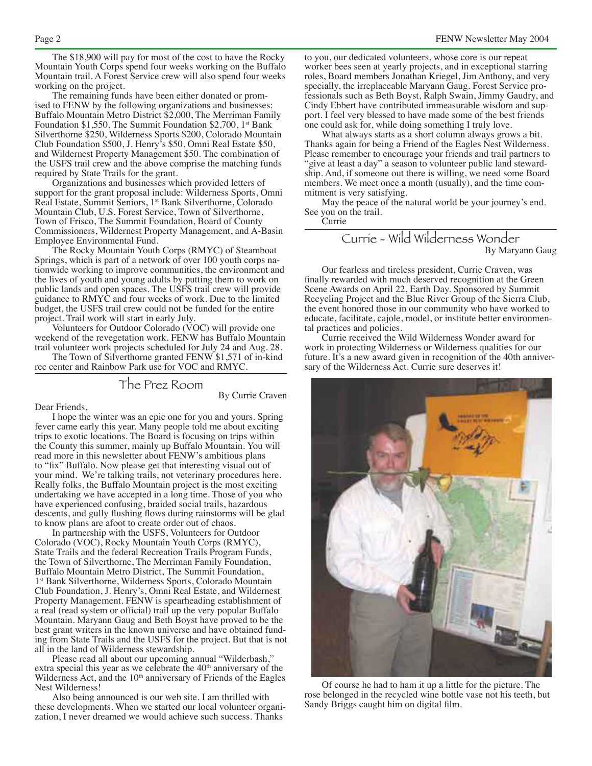The $18,900 will pay for most of the cost to have the Rocky Mountain Youth Corps spend four weeks working on the Buffalo Mountain trail. A Forest Service crew will also spend four weeks working on the project.

The remaining funds have been either donated or promised to FENW by the following organizations and businesses: Buffalo Mountain Metro District $2,000, The Merriman Family Foundation $1,550, The Summit Foundation $2,700, 1st Bank Silverthorne $250, Wilderness Sports $200, Colorado Mountain Club Foundation $500, J. Henry's $50, Omni Real Estate $50, and Wildernest Property Management $50. The combination of the USFS trail crew and the above comprise the matching funds required by State Trails for the grant.

Organizations and businesses which provided letters of support for the grant proposal include: Wilderness Sports, Omni Real Estate, Summit Seniors, 1st Bank Silverthorne, Colorado Mountain Club, U.S. Forest Service, Town of Silverthorne, Town of Frisco, The Summit Foundation, Board of County Commissioners, Wildernest Property Management, and A-Basin Employee Environmental Fund.

The Rocky Mountain Youth Corps (RMYC) of Steamboat Springs, which is part of a network of over 100 youth corps nationwide working to improve communities, the environment and the lives of youth and young adults by putting them to work on public lands and open spaces. The USFS trail crew will provide guidance to RMYC and four weeks of work. Due to the limited budget, the USFS trail crew could not be funded for the entire project. Trail work will start in early July.

Volunteers for Outdoor Colorado (VOC) will provide one weekend of the revegetation work. FENW has Buffalo Mountain trail volunteer work projects scheduled for July 24 and Aug. 28.

The Town of Silverthorne granted FENW $1,571 of in-kind rec center and Rainbow Park use for VOC and RMYC.

## The Prez Room

By Currie Craven

Dear Friends,

I hope the winter was an epic one for you and yours. Spring fever came early this year. Many people told me about exciting trips to exotic locations. The Board is focusing on trips within the County this summer, mainly up Buffalo Mountain. You will read more in this newsletter about FENW's ambitious plans to "fix" Buffalo. Now please get that interesting visual out of your mind. We're talking trails, not veterinary procedures here. Really folks, the Buffalo Mountain project is the most exciting undertaking we have accepted in a long time. Those of you who have experienced confusing, braided social trails, hazardous descents, and gully flushing flows during rainstorms will be glad to know plans are afoot to create order out of chaos.

In partnership with the USFS, Volunteers for Outdoor Colorado (VOC), Rocky Mountain Youth Corps (RMYC), State Trails and the federal Recreation Trails Program Funds, the Town of Silverthorne, The Merriman Family Foundation, Buffalo Mountain Metro District, The Summit Foundation, 1st Bank Silverthorne, Wilderness Sports, Colorado Mountain Club Foundation, J. Henry's, Omni Real Estate, and Wildernest Property Management. FENW is spearheading establishment of a real (read system or official) trail up the very popular Buffalo Mountain. Maryann Gaug and Beth Boyst have proved to be the best grant writers in the known universe and have obtained funding from State Trails and the USFS for the project. But that is not all in the land of Wilderness stewardship.

Please read all about our upcoming annual "Wilderbash," extra special this year as we celebrate the 40th anniversary of the Wilderness Act, and the 10th anniversary of Friends of the Eagles Nest Wilderness!

Also being announced is our web site. I am thrilled with these developments. When we started our local volunteer organization, I never dreamed we would achieve such success. Thanks to you, our dedicated volunteers, whose core is our repeat worker bees seen at yearly projects, and in exceptional starring roles, Board members Jonathan Kriegel, Jim Anthony, and very specially, the irreplaceable Maryann Gaug. Forest Service professionals such as Beth Boyst, Ralph Swain, Jimmy Gaudry, and Cindy Ebbert have contributed immeasurable wisdom and support. I feel very blessed to have made some of the best friends one could ask for, while doing something I truly love.

What always starts as a short column always grows a bit. Thanks again for being a Friend of the Eagles Nest Wilderness. Please remember to encourage your friends and trail partners to "give at least a day" a season to volunteer public land stewardship. And, if someone out there is willing, we need some Board members. We meet once a month (usually), and the time commitment is very satisfying.

May the peace of the natural world be your journey's end. See you on the trail.

Currie

## Currie - Wild Wilderness Wonder

By Maryann Gaug

Our fearless and tireless president, Currie Craven, was finally rewarded with much deserved recognition at the Green Scene Awards on April 22, Earth Day. Sponsored by Summit Recycling Project and the Blue River Group of the Sierra Club, the event honored those in our community who have worked to educate, facilitate, cajole, model, or institute better environmental practices and policies.

Currie received the Wild Wilderness Wonder award for work in protecting Wilderness or Wilderness qualities for our future. It's a new award given in recognition of the 40th anniversary of the Wilderness Act. Currie sure deserves it!

Of course he had to ham it up a little for the picture. The rose belonged in the recycled wine bottle vase not his teeth, but Sandy Briggs caught him on digital film.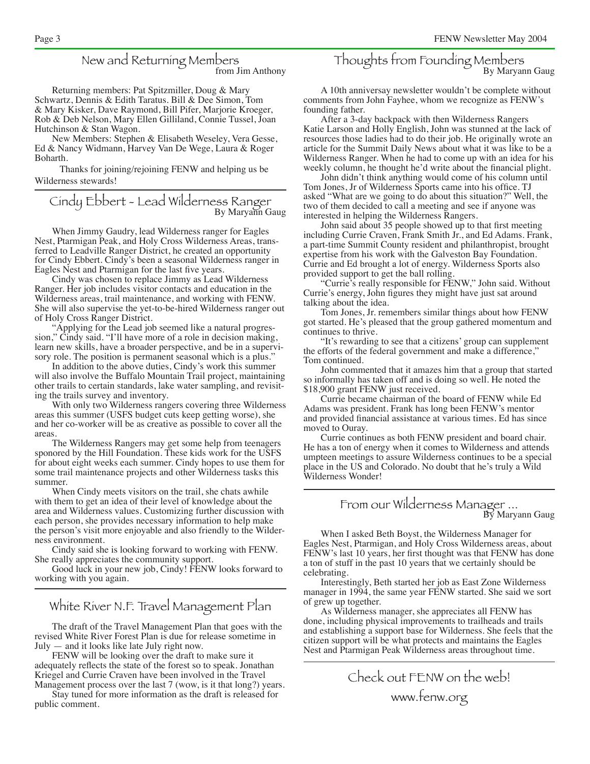## New and Returning Members

from Jim Anthony

Returning members: Pat Spitzmiller, Doug & Mary Schwartz, Dennis & Edith Taratus. Bill & Dee Simon, Tom & Mary Kisker, Dave Raymond, Bill Pifer, Marjorie Kroeger, Rob & Deb Nelson, Mary Ellen Gilliland, Connie Tussel, Joan Hutchinson & Stan Wagon.

New Members: Stephen & Elisabeth Weseley, Vera Gesse, Ed & Nancy Widmann, Harvey Van De Wege, Laura & Roger Boharth.

Thanks for joining/rejoining FENW and helping us be Wilderness stewards!

## Cindy Ebbert - Lead Wilderness Ranger

By Maryann Gaug

When Jimmy Gaudry, lead Wilderness ranger for Eagles Nest, Ptarmigan Peak, and Holy Cross Wilderness Areas, transferred to Leadville Ranger District, he created an opportunity for Cindy Ebbert. Cindy's been a seasonal Wilderness ranger in Eagles Nest and Ptarmigan for the last five years.

Cindy was chosen to replace Jimmy as Lead Wilderness Ranger. Her job includes visitor contacts and education in the Wilderness areas, trail maintenance, and working with FENW. She will also supervise the yet-to-be-hired Wilderness ranger out of Holy Cross Ranger District.

"Applying for the Lead job seemed like a natural progression," Cindy said. "I'll have more of a role in decision making, learn new skills, have a broader perspective, and be in a supervisory role. The position is permanent seasonal which is a plus."

In addition to the above duties, Cindy's work this summer will also involve the Buffalo Mountain Trail project, maintaining other trails to certain standards, lake water sampling, and revisiting the trails survey and inventory.

With only two Wilderness rangers covering three Wilderness areas this summer (USFS budget cuts keep getting worse), she and her co-worker will be as creative as possible to cover all the areas.

The Wilderness Rangers may get some help from teenagers sponored by the Hill Foundation. These kids work for the USFS for about eight weeks each summer. Cindy hopes to use them for some trail maintenance projects and other Wilderness tasks this summer.

When Cindy meets visitors on the trail, she chats awhile with them to get an idea of their level of knowledge about the area and Wilderness values. Customizing further discussion with each person, she provides necessary information to help make the person's visit more enjoyable and also friendly to the Wilderness environment.

Cindy said she is looking forward to working with FENW. She really appreciates the community support.

Good luck in your new job, Cindy! FENW looks forward to working with you again.

## White River N.F. Travel Management Plan

The draft of the Travel Management Plan that goes with the revised White River Forest Plan is due for release sometime in July — and it looks like late July right now.

FENW will be looking over the draft to make sure it adequately reflects the state of the forest so to speak. Jonathan Kriegel and Currie Craven have been involved in the Travel Management process over the last 7 (wow, is it that long?) years.

Stay tuned for more information as the draft is released for public comment.

## Thoughts from Founding Members

By Maryann Gaug

A 10th anniversay newsletter wouldn't be complete without comments from John Fayhee, whom we recognize as FENW's founding father.

After a 3-day backpack with then Wilderness Rangers Katie Larson and Holly English, John was stunned at the lack of resources those ladies had to do their job. He originally wrote an article for the Summit Daily News about what it was like to be a Wilderness Ranger. When he had to come up with an idea for his weekly column, he thought he'd write about the financial plight.

John didn't think anything would come of his column until Tom Jones, Jr of Wilderness Sports came into his office. TJ asked "What are we going to do about this situation?" Well, the two of them decided to call a meeting and see if anyone was interested in helping the Wilderness Rangers.

John said about 35 people showed up to that first meeting including Currie Craven, Frank Smith Jr., and Ed Adams. Frank, a part-time Summit County resident and philanthropist, brought expertise from his work with the Galveston Bay Foundation. Currie and Ed brought a lot of energy. Wilderness Sports also provided support to get the ball rolling.

"Currie's really responsible for FENW," John said. Without Currie's energy, John figures they might have just sat around talking about the idea.

Tom Jones, Jr. remembers similar things about how FENW got started. He's pleased that the group gathered momentum and continues to thrive.

"It's rewarding to see that a citizens' group can supplement the efforts of the federal government and make a difference," Tom continued.

John commented that it amazes him that a group that started so informally has taken off and is doing so well. He noted the $18,900 grant FENW just received.

Currie became chairman of the board of FENW while Ed Adams was president. Frank has long been FENW's mentor and provided financial assistance at various times. Ed has since moved to Ouray.

Currie continues as both FENW president and board chair. He has a ton of energy when it comes to Wilderness and attends umpteen meetings to assure Wilderness continues to be a special place in the US and Colorado. No doubt that he's truly a Wild Wilderness Wonder!

## From our Wilderness Manager ...

By Maryann Gaug

When I asked Beth Boyst, the Wilderness Manager for Eagles Nest, Ptarmigan, and Holy Cross Wilderness areas, about FENW's last 10 years, her first thought was that FENW has done a ton of stuff in the past 10 years that we certainly should be celebrating.

Interestingly, Beth started her job as East Zone Wilderness manager in 1994, the same year FENW started. She said we sort of grew up together.

As Wilderness manager, she appreciates all FENW has done, including physical improvements to trailheads and trails and establishing a support base for Wilderness. She feels that the citizen support will be what protects and maintains the Eagles Nest and Ptarmigan Peak Wilderness areas throughout time.

## Check out FENW on the web!

www.fenw.org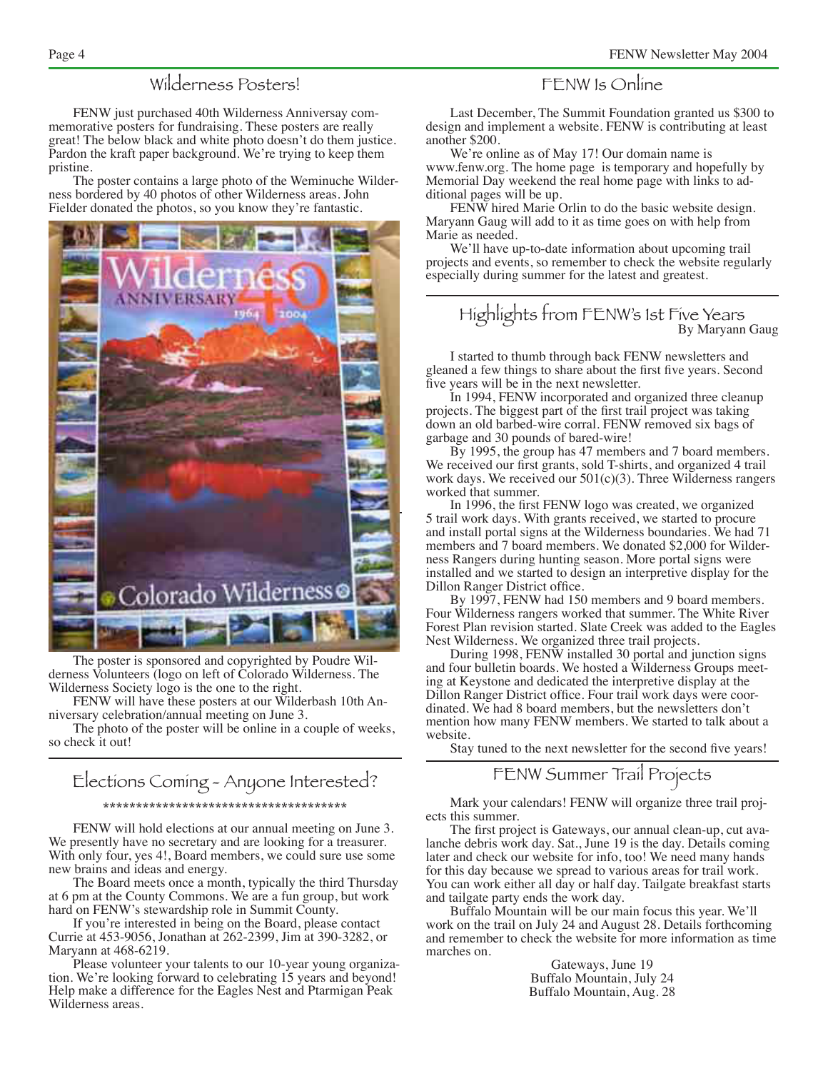## Wilderness Posters!

FENW just purchased 40th Wilderness Anniversay commemorative posters for fundraising. These posters are really great! The below black and white photo doesn't do them justice. Pardon the kraft paper background. We're trying to keep them pristine.

The poster contains a large photo of the Weminuche Wilderness bordered by 40 photos of other Wilderness areas. John Fielder donated the photos, so you know they're fantastic.

The poster is sponsored and copyrighted by Poudre Wilderness Volunteers (logo on left of Colorado Wilderness. The Wilderness Society logo is the one to the right.

FENW will have these posters at our Wilderbash 10th Anniversary celebration/annual meeting on June 3.

The photo of the poster will be online in a couple of weeks, so check it out!

## Elections Coming - Anyone Interested?

\*\*\*\*\*\*\*\*\*\*\*\*\*\*\*\*\*\*\*\*\*\*\*\*\*\*\*\*\*\*\*\*\*\*\*\*\*\*

FENW will hold elections at our annual meeting on June 3. We presently have no secretary and are looking for a treasurer. With only four, yes 4!, Board members, we could sure use some new brains and ideas and energy.

The Board meets once a month, typically the third Thursday at 6 pm at the County Commons. We are a fun group, but work hard on FENW's stewardship role in Summit County.

If you're interested in being on the Board, please contact Currie at 453-9056, Jonathan at 262-2399, Jim at 390-3282, or Maryann at 468-6219.

Please volunteer your talents to our 10-year young organization. We're looking forward to celebrating 15 years and beyond! Help make a difference for the Eagles Nest and Ptarmigan Peak Wilderness areas.

## FENW Is Online

Last December, The Summit Foundation granted us $300 to design and implement a website. FENW is contributing at least another $200.

We're online as of May 17! Our domain name is www.fenw.org. The home page is temporary and hopefully by Memorial Day weekend the real home page with links to additional pages will be up.

FENW hired Marie Orlin to do the basic website design. Maryann Gaug will add to it as time goes on with help from Marie as needed.

We'll have up-to-date information about upcoming trail projects and events, so remember to check the website regularly especially during summer for the latest and greatest.

## Highlights from FENW's 1st Five Years

By Maryann Gaug

I started to thumb through back FENW newsletters and gleaned a few things to share about the first five years. Second five years will be in the next newsletter.

In 1994, FENW incorporated and organized three cleanup projects. The biggest part of the first trail project was taking down an old barbed-wire corral. FENW removed six bags of garbage and 30 pounds of bared-wire!

By 1995, the group has 47 members and 7 board members. We received our first grants, sold T-shirts, and organized 4 trail work days. We received our 501(c)(3). Three Wilderness rangers worked that summer.

In 1996, the first FENW logo was created, we organized 5 trail work days. With grants received, we started to procure and install portal signs at the Wilderness boundaries. We had 71 members and 7 board members. We donated $2,000 for Wilderness Rangers during hunting season. More portal signs were installed and we started to design an interpretive display for the Dillon Ranger District office.

By 1997, FENW had 150 members and 9 board members. Four Wilderness rangers worked that summer. The White River Forest Plan revision started. Slate Creek was added to the Eagles Nest Wilderness. We organized three trail projects.

During 1998, FENW installed 30 portal and junction signs and four bulletin boards. We hosted a Wilderness Groups meeting at Keystone and dedicated the interpretive display at the Dillon Ranger District office. Four trail work days were coordinated. We had 8 board members, but the newsletters don't mention how many FENW members. We started to talk about a website.

Stay tuned to the next newsletter for the second five years!

## FENW Summer Trail Projects

Mark your calendars! FENW will organize three trail projects this summer.

The first project is Gateways, our annual clean-up, cut avalanche debris work day. Sat., June 19 is the day. Details coming later and check our website for info, too! We need many hands for this day because we spread to various areas for trail work. You can work either all day or half day. Tailgate breakfast starts and tailgate party ends the work day.

Buffalo Mountain will be our main focus this year. We'll work on the trail on July 24 and August 28. Details forthcoming and remember to check the website for more information as time marches on.

Gateways, June 19
Buffalo Mountain, July 24
Buffalo Mountain, Aug. 28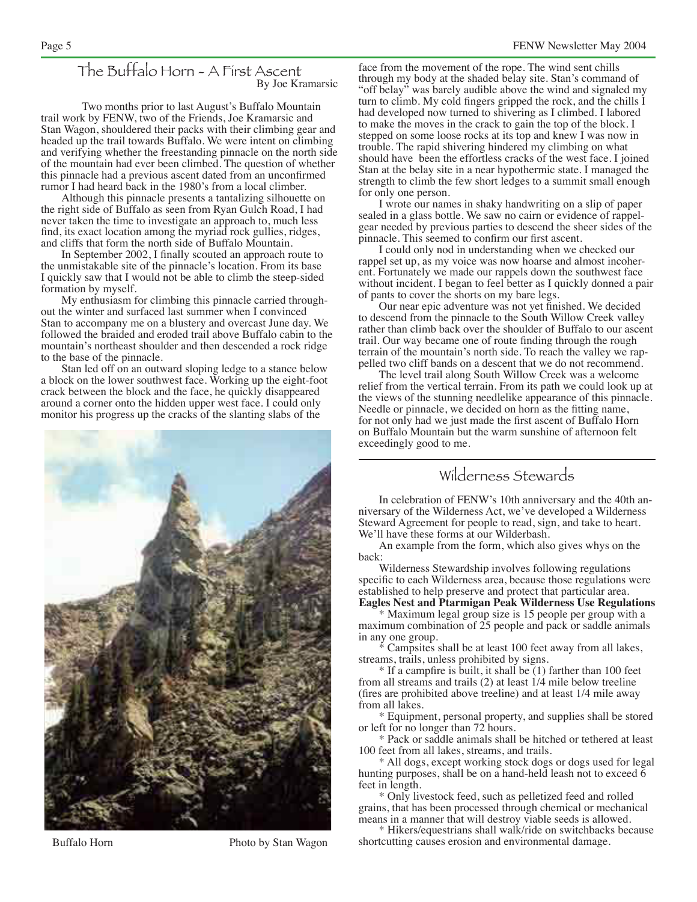## The Buffalo Horn - A First Ascent

By Joe Kramarsic

Two months prior to last August's Buffalo Mountain trail work by FENW, two of the Friends, Joe Kramarsic and Stan Wagon, shouldered their packs with their climbing gear and headed up the trail towards Buffalo. We were intent on climbing and verifying whether the freestanding pinnacle on the north side of the mountain had ever been climbed. The question of whether this pinnacle had a previous ascent dated from an unconfirmed rumor I had heard back in the 1980's from a local climber.

Although this pinnacle presents a tantalizing silhouette on the right side of Buffalo as seen from Ryan Gulch Road, I had never taken the time to investigate an approach to, much less find, its exact location among the myriad rock gullies, ridges, and cliffs that form the north side of Buffalo Mountain.

In September 2002, I finally scouted an approach route to the unmistakable site of the pinnacle's location. From its base I quickly saw that I would not be able to climb the steep-sided formation by myself.

My enthusiasm for climbing this pinnacle carried throughout the winter and surfaced last summer when I convinced Stan to accompany me on a blustery and overcast June day. We followed the braided and eroded trail above Buffalo cabin to the mountain's northeast shoulder and then descended a rock ridge to the base of the pinnacle.

Stan led off on an outward sloping ledge to a stance below a block on the lower southwest face. Working up the eight-foot crack between the block and the face, he quickly disappeared around a corner onto the hidden upper west face. I could only monitor his progress up the cracks of the slanting slabs of the face from the movement of the rope. The wind sent chills through my body at the shaded belay site. Stan's command of "off belay" was barely audible above the wind and signaled my turn to climb. My cold fingers gripped the rock, and the chills I had developed now turned to shivering as I climbed. I labored to make the moves in the crack to gain the top of the block. I stepped on some loose rocks at its top and knew I was now in trouble. The rapid shivering hindered my climbing on what should have been the effortless cracks of the west face. I joined Stan at the belay site in a near hypothermic state. I managed the strength to climb the few short ledges to a summit small enough for only one person.

I wrote our names in shaky handwriting on a slip of paper sealed in a glass bottle. We saw no cairn or evidence of rappel-gear needed by previous parties to descend the sheer sides of the pinnacle. This seemed to confirm our first ascent.

I could only nod in understanding when we checked our rappel set up, as my voice was now hoarse and almost incoherent. Fortunately we made our rappels down the southwest face without incident. I began to feel better as I quickly donned a pair of pants to cover the shorts on my bare legs.

Our near epic adventure was not yet finished. We decided to descend from the pinnacle to the South Willow Creek valley rather than climb back over the shoulder of Buffalo to our ascent trail. Our way became one of route finding through the rough terrain of the mountain's north side. To reach the valley we rappelled two cliff bands on a descent that we do not recommend.

The level trail along South Willow Creek was a welcome relief from the vertical terrain. From its path we could look up at the views of the stunning needlelike appearance of this pinnacle. Needle or pinnacle, we decided on horn as the fitting name, for not only had we just made the first ascent of Buffalo Horn on Buffalo Mountain but the warm sunshine of afternoon felt exceedingly good to me.

Buffalo Horn — Photo by Stan Wagon

## Wilderness Stewards

In celebration of FENW's 10th anniversary and the 40th anniversary of the Wilderness Act, we've developed a Wilderness Steward Agreement for people to read, sign, and take to heart. We'll have these forms at our Wilderbash.

An example from the form, which also gives whys on the back:

Wilderness Stewardship involves following regulations specific to each Wilderness area, because those regulations were established to help preserve and protect that particular area.

**Eagles Nest and Ptarmigan Peak Wilderness Use Regulations**

* Maximum legal group size is 15 people per group with a maximum combination of 25 people and pack or saddle animals in any one group.
* Campsites shall be at least 100 feet away from all lakes, streams, trails, unless prohibited by signs.
* If a campfire is built, it shall be (1) farther than 100 feet from all streams and trails (2) at least 1/4 mile below treeline (fires are prohibited above treeline) and at least 1/4 mile away from all lakes.
* Equipment, personal property, and supplies shall be stored or left for no longer than 72 hours.
* Pack or saddle animals shall be hitched or tethered at least 100 feet from all lakes, streams, and trails.
* All dogs, except working stock dogs or dogs used for legal hunting purposes, shall be on a hand-held leash not to exceed 6 feet in length.
* Only livestock feed, such as pelletized feed and rolled grains, that has been processed through chemical or mechanical means in a manner that will destroy viable seeds is allowed.
* Hikers/equestrians shall walk/ride on switchbacks because shortcutting causes erosion and environmental damage.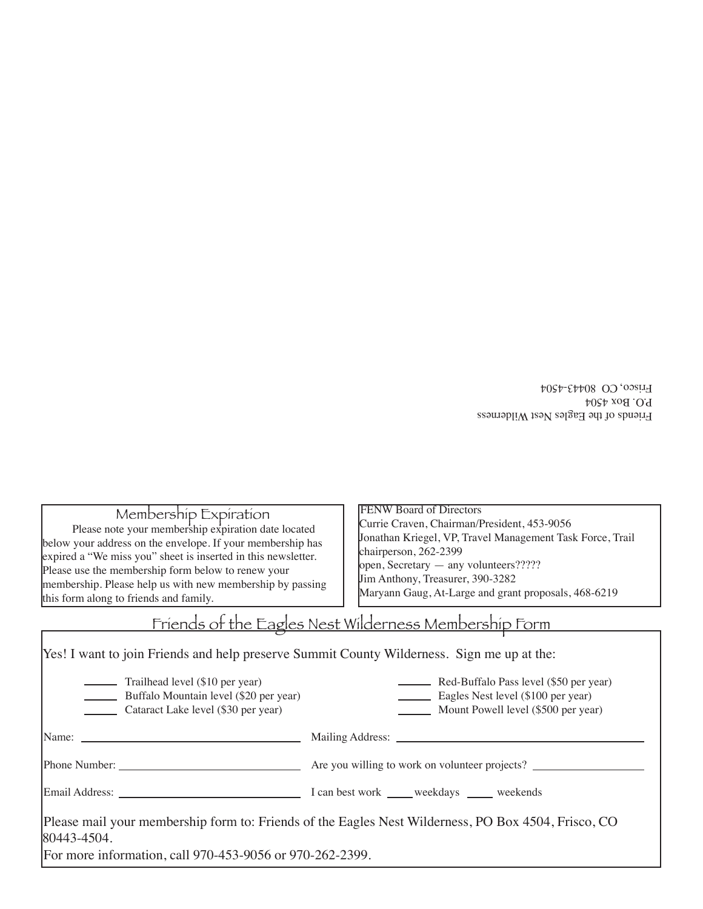Friends of the Eagles Nest Wilderness
P.O. Box 4504
Frisco, CO 80443-4504

## Membership Expiration

Please note your membership expiration date located below your address on the envelope. If your membership has expired a "We miss you" sheet is inserted in this newsletter. Please use the membership form below to renew your membership. Please help us with new membership by passing this form along to friends and family.

FENW Board of Directors
Currie Craven, Chairman/President, 453-9056
Jonathan Kriegel, VP, Travel Management Task Force, Trail chairperson, 262-2399
open, Secretary — any volunteers?????
Jim Anthony, Treasurer, 390-3282
Maryann Gaug, At-Large and grant proposals, 468-6219

## Friends of the Eagles Nest Wilderness Membership Form

Yes! I want to join Friends and help preserve Summit County Wilderness. Sign me up at the:

- _____ Trailhead level ($10 per year)
- _____ Buffalo Mountain level ($20 per year)
- _____ Cataract Lake level ($30 per year)
- _____ Red-Buffalo Pass level ($50 per year)
- _____ Eagles Nest level ($100 per year)
- _____ Mount Powell level ($500 per year)

Name: ______________________

Mailing Address: ______________________

Phone Number: ______________________

Are you willing to work on volunteer projects? ______________

Email Address: ______________________

I can best work _____ weekdays _____ weekends

Please mail your membership form to: Friends of the Eagles Nest Wilderness, PO Box 4504, Frisco, CO 80443-4504.

For more information, call 970-453-9056 or 970-262-2399.